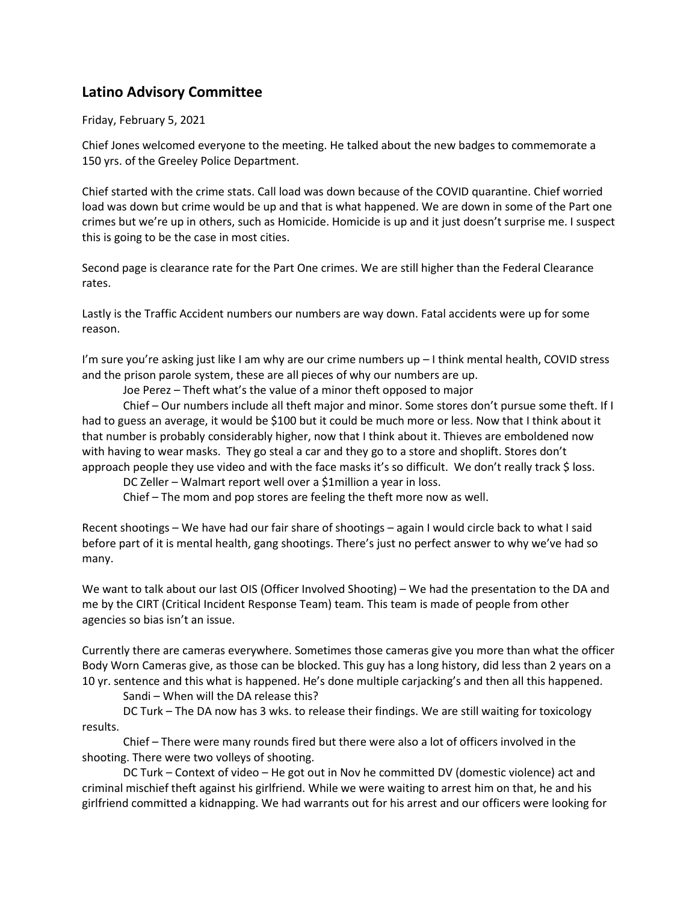## Latino Advisory Committee

Friday, February 5, 2021

Chief Jones welcomed everyone to the meeting. He talked about the new badges to commemorate a 150 yrs. of the Greeley Police Department.

Chief started with the crime stats. Call load was down because of the COVID quarantine. Chief worried load was down but crime would be up and that is what happened. We are down in some of the Part one crimes but we're up in others, such as Homicide. Homicide is up and it just doesn't surprise me. I suspect this is going to be the case in most cities.

Second page is clearance rate for the Part One crimes. We are still higher than the Federal Clearance rates.

Lastly is the Traffic Accident numbers our numbers are way down. Fatal accidents were up for some reason.

I'm sure you're asking just like I am why are our crime numbers up – I think mental health, COVID stress and the prison parole system, these are all pieces of why our numbers are up.

Joe Perez – Theft what's the value of a minor theft opposed to major

Chief – Our numbers include all theft major and minor. Some stores don't pursue some theft. If I had to guess an average, it would be $100 but it could be much more or less. Now that I think about it that number is probably considerably higher, now that I think about it. Thieves are emboldened now with having to wear masks. They go steal a car and they go to a store and shoplift. Stores don't approach people they use video and with the face masks it's so difficult. We don't really track $ loss.

DC Zeller – Walmart report well over a $1million a year in loss.

Chief – The mom and pop stores are feeling the theft more now as well.

Recent shootings – We have had our fair share of shootings – again I would circle back to what I said before part of it is mental health, gang shootings. There's just no perfect answer to why we've had so many.

We want to talk about our last OIS (Officer Involved Shooting) – We had the presentation to the DA and me by the CIRT (Critical Incident Response Team) team. This team is made of people from other agencies so bias isn't an issue.

Currently there are cameras everywhere. Sometimes those cameras give you more than what the officer Body Worn Cameras give, as those can be blocked. This guy has a long history, did less than 2 years on a 10 yr. sentence and this what is happened. He's done multiple carjacking's and then all this happened.

Sandi – When will the DA release this?

DC Turk – The DA now has 3 wks. to release their findings. We are still waiting for toxicology results.

Chief – There were many rounds fired but there were also a lot of officers involved in the shooting. There were two volleys of shooting.

DC Turk – Context of video – He got out in Nov he committed DV (domestic violence) act and criminal mischief theft against his girlfriend. While we were waiting to arrest him on that, he and his girlfriend committed a kidnapping. We had warrants out for his arrest and our officers were looking for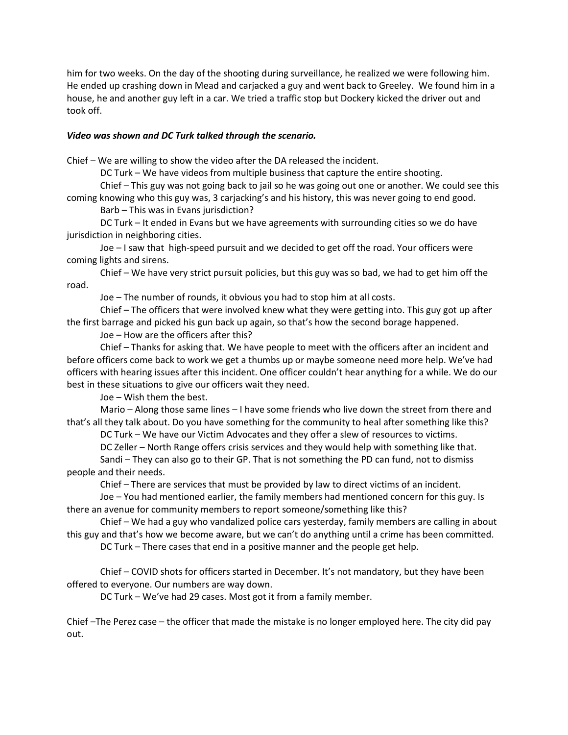him for two weeks. On the day of the shooting during surveillance, he realized we were following him. He ended up crashing down in Mead and carjacked a guy and went back to Greeley. We found him in a house, he and another guy left in a car. We tried a traffic stop but Dockery kicked the driver out and took off.

***Video was shown and DC Turk talked through the scenario.***

Chief – We are willing to show the video after the DA released the incident.

DC Turk – We have videos from multiple business that capture the entire shooting.

Chief – This guy was not going back to jail so he was going out one or another. We could see this coming knowing who this guy was, 3 carjacking's and his history, this was never going to end good.

Barb – This was in Evans jurisdiction?

DC Turk – It ended in Evans but we have agreements with surrounding cities so we do have jurisdiction in neighboring cities.

Joe – I saw that high-speed pursuit and we decided to get off the road. Your officers were coming lights and sirens.

Chief – We have very strict pursuit policies, but this guy was so bad, we had to get him off the road.

Joe – The number of rounds, it obvious you had to stop him at all costs.

Chief – The officers that were involved knew what they were getting into. This guy got up after the first barrage and picked his gun back up again, so that's how the second borage happened.

Joe – How are the officers after this?

Chief – Thanks for asking that. We have people to meet with the officers after an incident and before officers come back to work we get a thumbs up or maybe someone need more help. We've had officers with hearing issues after this incident. One officer couldn't hear anything for a while. We do our best in these situations to give our officers wait they need.

Joe – Wish them the best.

Mario – Along those same lines – I have some friends who live down the street from there and that's all they talk about. Do you have something for the community to heal after something like this?

DC Turk – We have our Victim Advocates and they offer a slew of resources to victims.

DC Zeller – North Range offers crisis services and they would help with something like that.

Sandi – They can also go to their GP. That is not something the PD can fund, not to dismiss people and their needs.

Chief – There are services that must be provided by law to direct victims of an incident.

Joe – You had mentioned earlier, the family members had mentioned concern for this guy. Is there an avenue for community members to report someone/something like this?

Chief – We had a guy who vandalized police cars yesterday, family members are calling in about this guy and that's how we become aware, but we can't do anything until a crime has been committed.

DC Turk – There cases that end in a positive manner and the people get help.

Chief – COVID shots for officers started in December. It's not mandatory, but they have been offered to everyone. Our numbers are way down.

DC Turk – We've had 29 cases. Most got it from a family member.

Chief –The Perez case – the officer that made the mistake is no longer employed here. The city did pay out.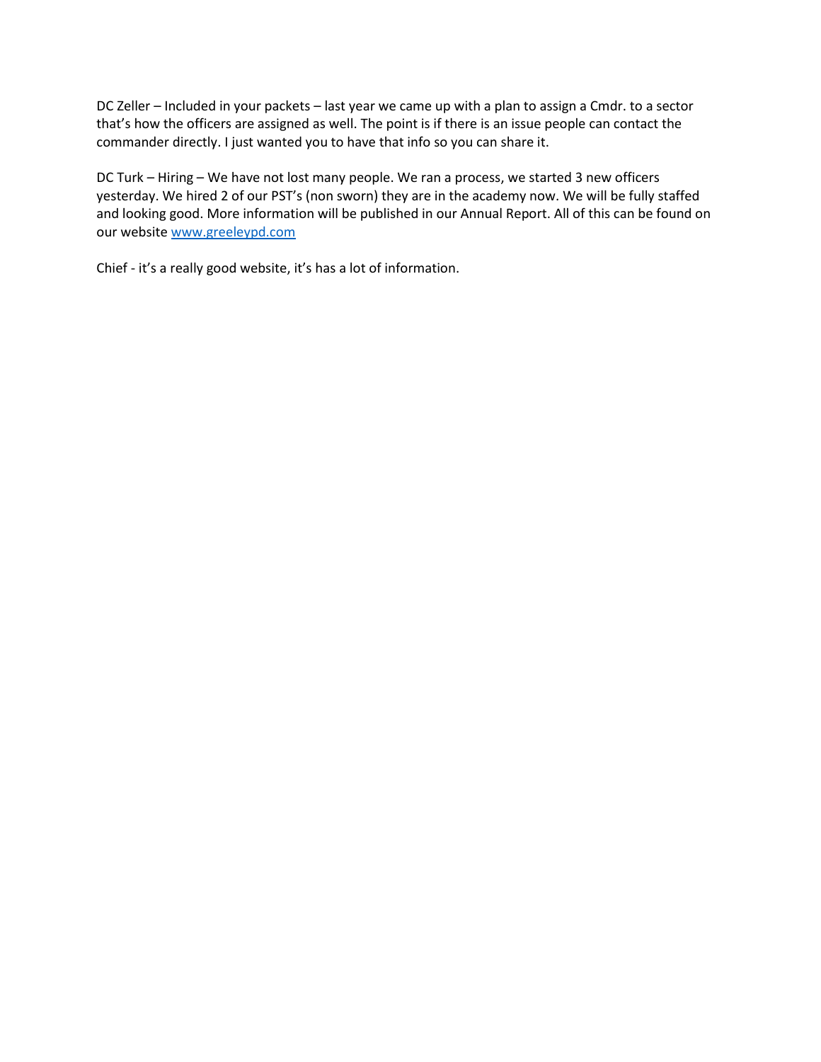DC Zeller – Included in your packets – last year we came up with a plan to assign a Cmdr. to a sector that's how the officers are assigned as well. The point is if there is an issue people can contact the commander directly. I just wanted you to have that info so you can share it.

DC Turk – Hiring – We have not lost many people. We ran a process, we started 3 new officers yesterday. We hired 2 of our PST's (non sworn) they are in the academy now. We will be fully staffed and looking good. More information will be published in our Annual Report. All of this can be found on our website [www.greeleypd.com](http://www.greeleypd.com)

Chief - it's a really good website, it's has a lot of information.